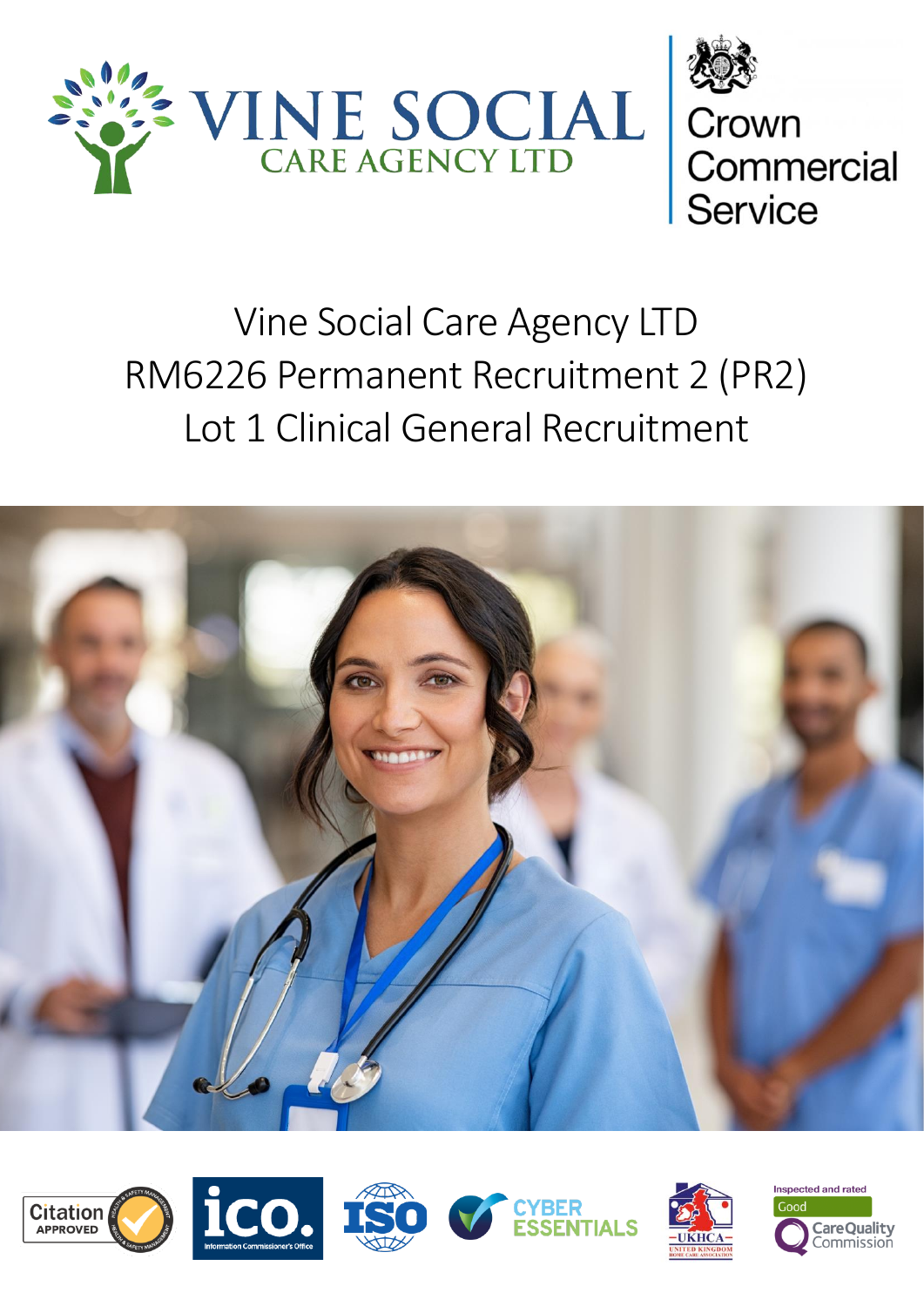VINE SOCIAL CARE AGENCY LTD

Crown Commercial Service

# Vine Social Care Agency LTD
# RM6226 Permanent Recruitment 2 (PR2)
# Lot 1 Clinical General Recruitment

Citation APPROVED | ico. Information Commissioner's Office | ISO | CYBER ESSENTIALS | UKHCA United Kingdom Home Care Association | Inspected and rated Good CareQuality Commission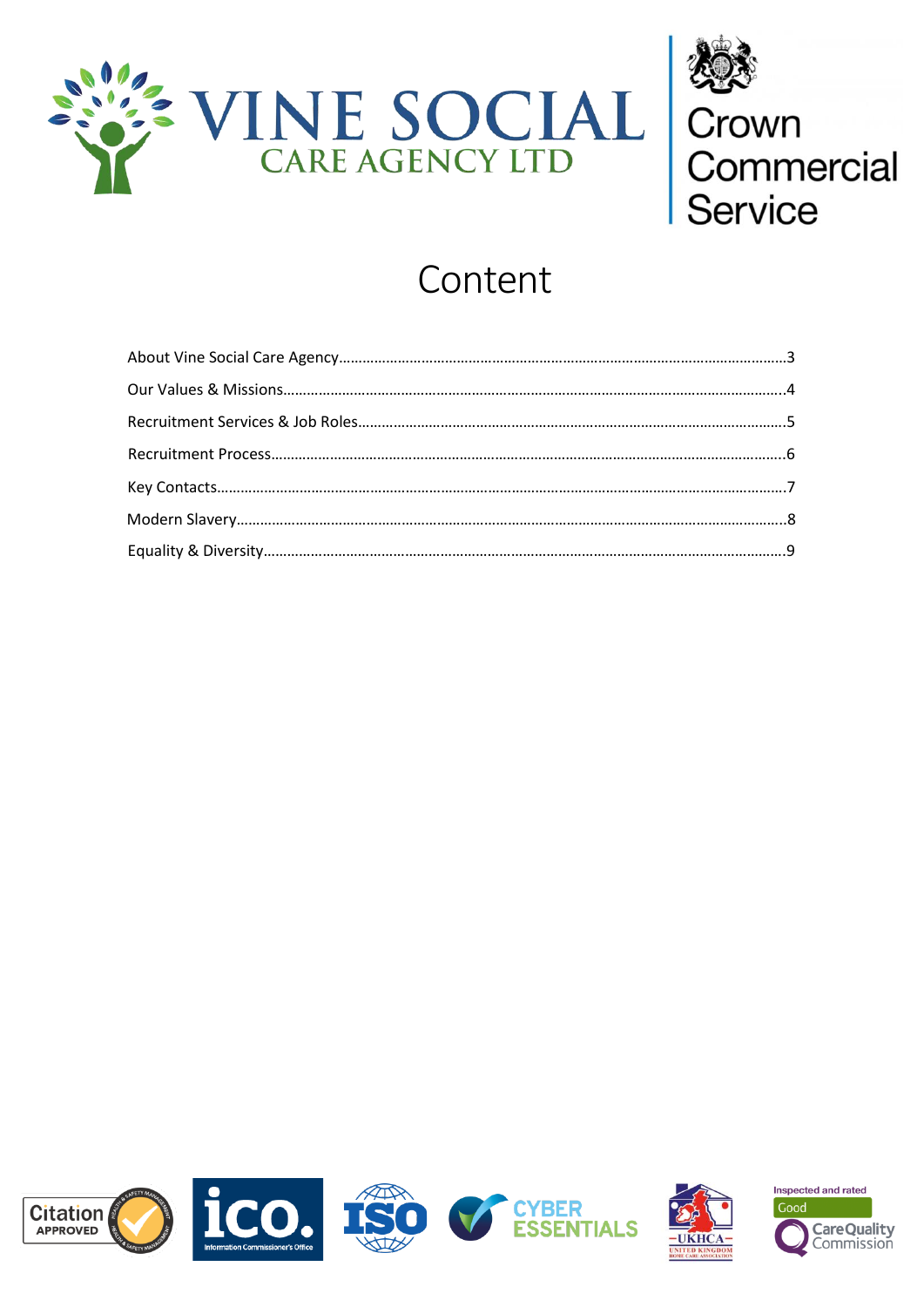# Content

| | |
|---|---|
| About Vine Social Care Agency | 3 |
| Our Values & Missions | 4 |
| Recruitment Services & Job Roles | 5 |
| Recruitment Process | 6 |
| Key Contacts | 7 |
| Modern Slavery | 8 |
| Equality & Diversity | 9 |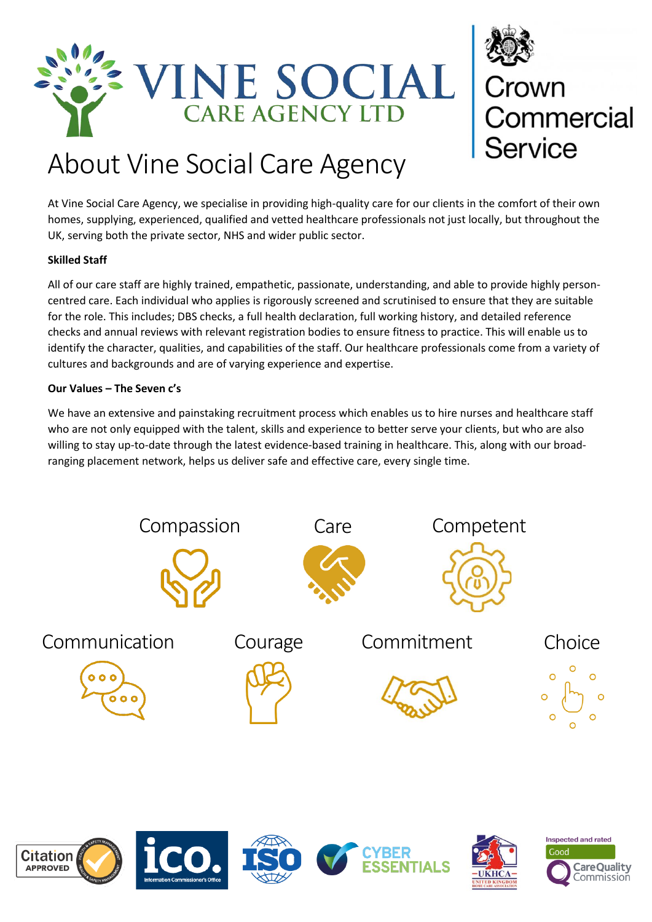VINE SOCIAL CARE AGENCY LTD

Crown Commercial Service

# About Vine Social Care Agency

At Vine Social Care Agency, we specialise in providing high-quality care for our clients in the comfort of their own homes, supplying, experienced, qualified and vetted healthcare professionals not just locally, but throughout the UK, serving both the private sector, NHS and wider public sector.

**Skilled Staff**

All of our care staff are highly trained, empathetic, passionate, understanding, and able to provide highly person-centred care. Each individual who applies is rigorously screened and scrutinised to ensure that they are suitable for the role. This includes; DBS checks, a full health declaration, full working history, and detailed reference checks and annual reviews with relevant registration bodies to ensure fitness to practice. This will enable us to identify the character, qualities, and capabilities of the staff. Our healthcare professionals come from a variety of cultures and backgrounds and are of varying experience and expertise.

**Our Values – The Seven c's**

We have an extensive and painstaking recruitment process which enables us to hire nurses and healthcare staff who are not only equipped with the talent, skills and experience to better serve your clients, but who are also willing to stay up-to-date through the latest evidence-based training in healthcare. This, along with our broad-ranging placement network, helps us deliver safe and effective care, every single time.

Compassion

Care

Competent

Communication

Courage

Commitment

Choice

Citation APPROVED

ico. Information Commissioner's Office

ISO

CYBER ESSENTIALS

UKHCA United Kingdom Home Care Association

Inspected and rated Good CareQuality Commission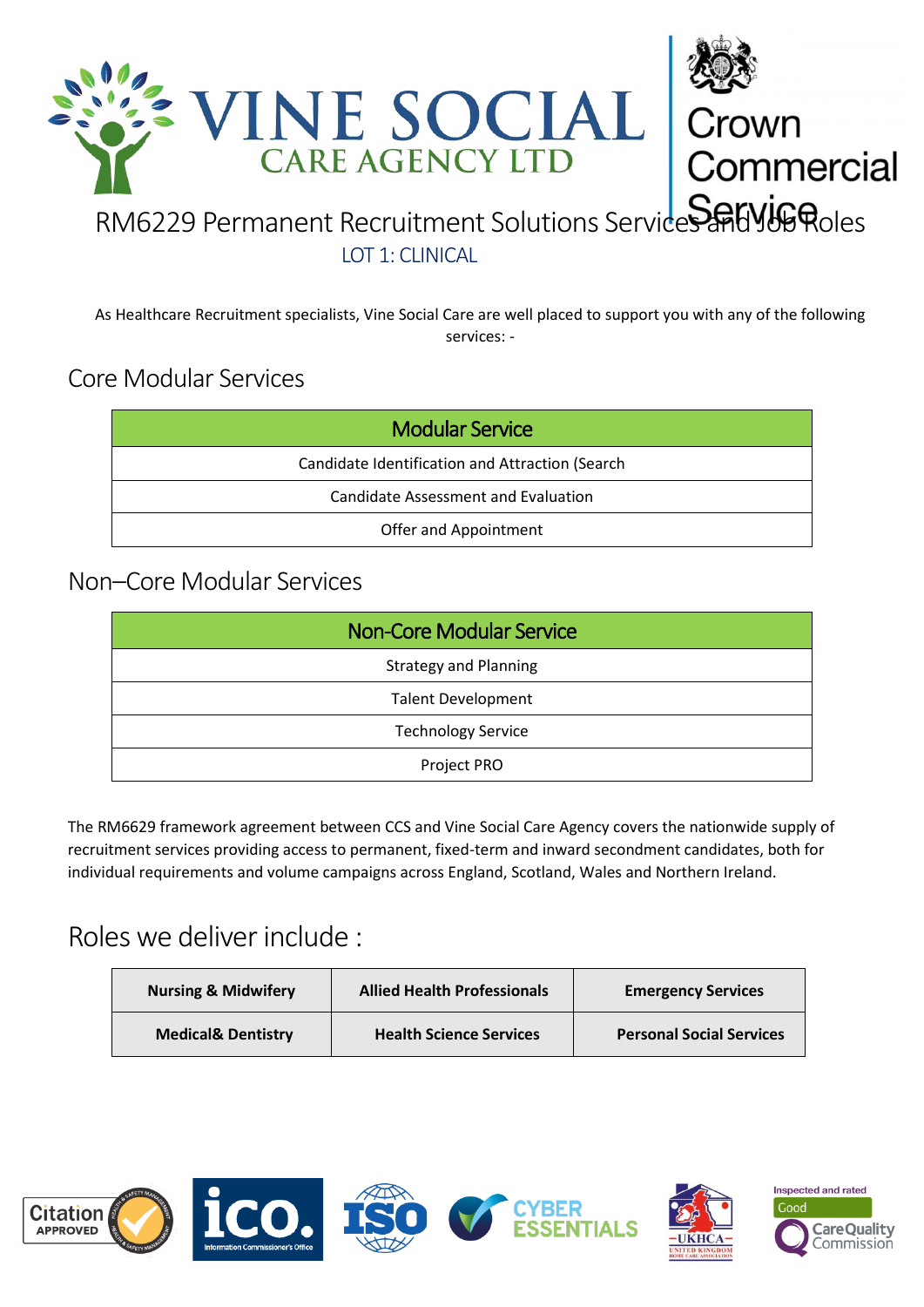RM6229 Permanent Recruitment Solutions Services and Job Roles

LOT 1: CLINICAL

As Healthcare Recruitment specialists, Vine Social Care are well placed to support you with any of the following services: -

## Core Modular Services

| Modular Service |
|---|
| Candidate Identification and Attraction (Search |
| Candidate Assessment and Evaluation |
| Offer and Appointment |

## Non–Core Modular Services

| Non-Core Modular Service |
|---|
| Strategy and Planning |
| Talent Development |
| Technology Service |
| Project PRO |

The RM6629 framework agreement between CCS and Vine Social Care Agency covers the nationwide supply of recruitment services providing access to permanent, fixed-term and inward secondment candidates, both for individual requirements and volume campaigns across England, Scotland, Wales and Northern Ireland.

## Roles we deliver include :

| | | |
|---|---|---|
| **Nursing & Midwifery** | **Allied Health Professionals** | **Emergency Services** |
| **Medical& Dentistry** | **Health Science Services** | **Personal Social Services** |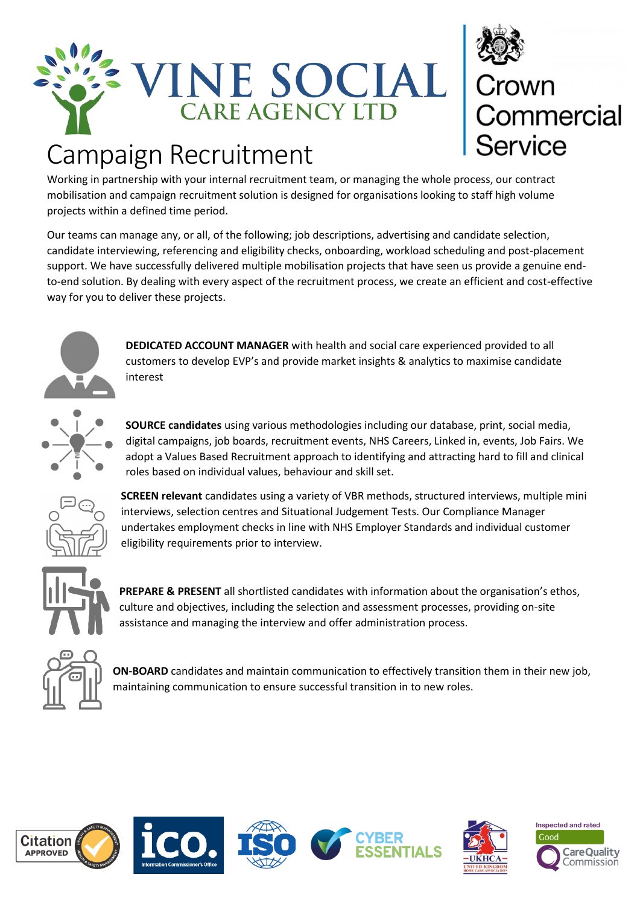VINE SOCIAL CARE AGENCY LTD

Crown Commercial Service

# Campaign Recruitment

Working in partnership with your internal recruitment team, or managing the whole process, our contract mobilisation and campaign recruitment solution is designed for organisations looking to staff high volume projects within a defined time period.

Our teams can manage any, or all, of the following; job descriptions, advertising and candidate selection, candidate interviewing, referencing and eligibility checks, onboarding, workload scheduling and post-placement support. We have successfully delivered multiple mobilisation projects that have seen us provide a genuine end-to-end solution. By dealing with every aspect of the recruitment process, we create an efficient and cost-effective way for you to deliver these projects.

**DEDICATED ACCOUNT MANAGER** with health and social care experienced provided to all customers to develop EVP's and provide market insights & analytics to maximise candidate interest

**SOURCE candidates** using various methodologies including our database, print, social media, digital campaigns, job boards, recruitment events, NHS Careers, Linked in, events, Job Fairs. We adopt a Values Based Recruitment approach to identifying and attracting hard to fill and clinical roles based on individual values, behaviour and skill set.

**SCREEN relevant** candidates using a variety of VBR methods, structured interviews, multiple mini interviews, selection centres and Situational Judgement Tests. Our Compliance Manager undertakes employment checks in line with NHS Employer Standards and individual customer eligibility requirements prior to interview.

**PREPARE & PRESENT** all shortlisted candidates with information about the organisation's ethos, culture and objectives, including the selection and assessment processes, providing on-site assistance and managing the interview and offer administration process.

**ON-BOARD** candidates and maintain communication to effectively transition them in their new job, maintaining communication to ensure successful transition in to new roles.

Citation APPROVED | ico. Information Commissioner's Office | ISO | CYBER ESSENTIALS | UKHCA United Kingdom Home Care Association | Inspected and rated Good CareQuality Commission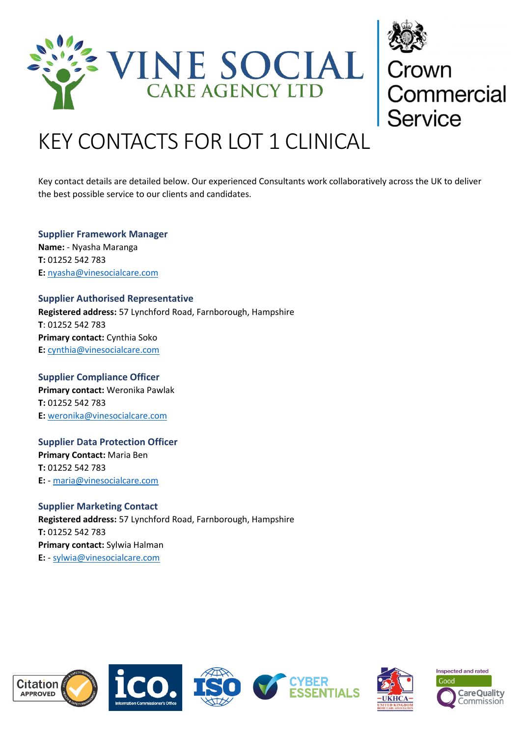# KEY CONTACTS FOR LOT 1 CLINICAL

Key contact details are detailed below. Our experienced Consultants work collaboratively across the UK to deliver the best possible service to our clients and candidates.

### Supplier Framework Manager

**Name:** - Nyasha Maranga
**T:** 01252 542 783
**E:** nyasha@vinesocialcare.com

### Supplier Authorised Representative

**Registered address:** 57 Lynchford Road, Farnborough, Hampshire
**T**: 01252 542 783
**Primary contact:** Cynthia Soko
**E:** cynthia@vinesocialcare.com

### Supplier Compliance Officer

**Primary contact:** Weronika Pawlak
**T:** 01252 542 783
**E:** weronika@vinesocialcare.com

### Supplier Data Protection Officer

**Primary Contact:** Maria Ben
**T:** 01252 542 783
**E:** - maria@vinesocialcare.com

### Supplier Marketing Contact

**Registered address:** 57 Lynchford Road, Farnborough, Hampshire
**T:** 01252 542 783
**Primary contact:** Sylwia Halman
**E:** - sylwia@vinesocialcare.com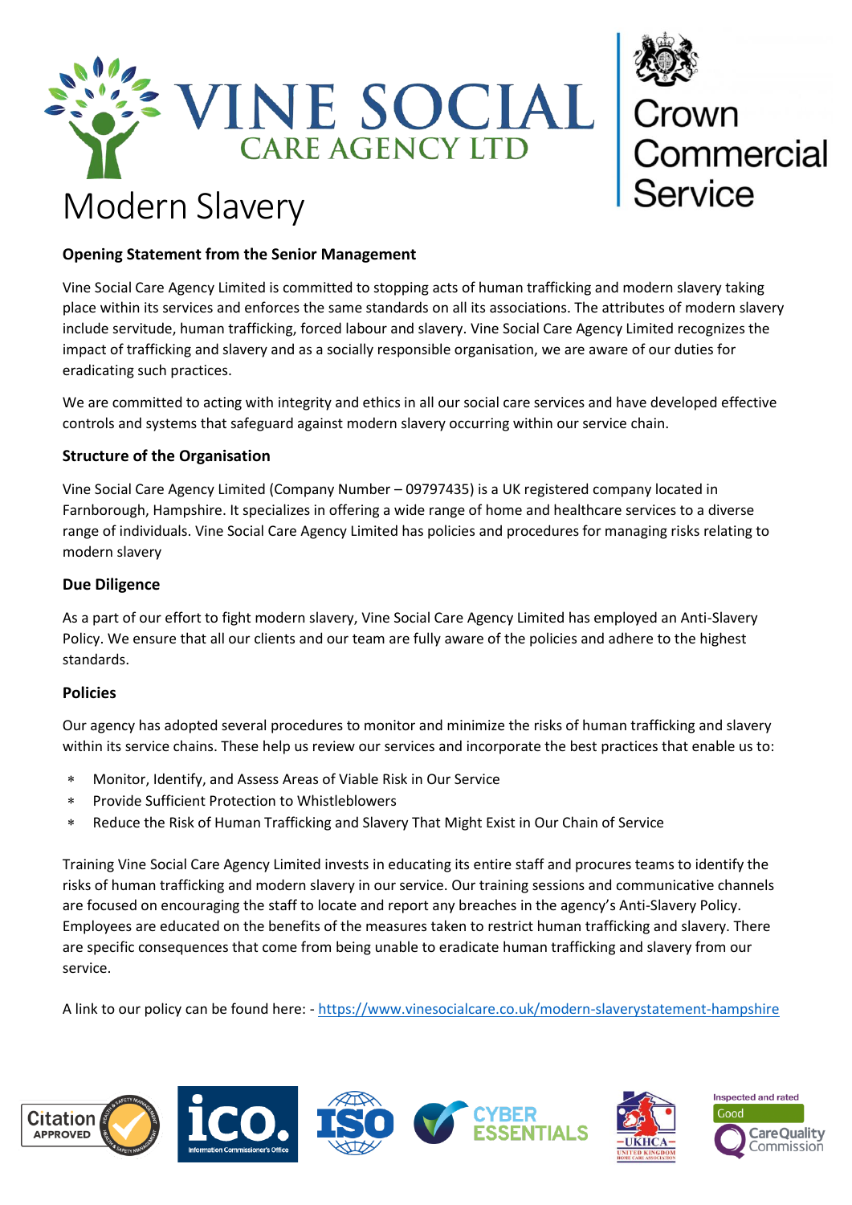# Modern Slavery

### Opening Statement from the Senior Management

Vine Social Care Agency Limited is committed to stopping acts of human trafficking and modern slavery taking place within its services and enforces the same standards on all its associations. The attributes of modern slavery include servitude, human trafficking, forced labour and slavery. Vine Social Care Agency Limited recognizes the impact of trafficking and slavery and as a socially responsible organisation, we are aware of our duties for eradicating such practices.

We are committed to acting with integrity and ethics in all our social care services and have developed effective controls and systems that safeguard against modern slavery occurring within our service chain.

### Structure of the Organisation

Vine Social Care Agency Limited (Company Number – 09797435) is a UK registered company located in Farnborough, Hampshire. It specializes in offering a wide range of home and healthcare services to a diverse range of individuals. Vine Social Care Agency Limited has policies and procedures for managing risks relating to modern slavery

### Due Diligence

As a part of our effort to fight modern slavery, Vine Social Care Agency Limited has employed an Anti-Slavery Policy. We ensure that all our clients and our team are fully aware of the policies and adhere to the highest standards.

### Policies

Our agency has adopted several procedures to monitor and minimize the risks of human trafficking and slavery within its service chains. These help us review our services and incorporate the best practices that enable us to:

- Monitor, Identify, and Assess Areas of Viable Risk in Our Service
- Provide Sufficient Protection to Whistleblowers
- Reduce the Risk of Human Trafficking and Slavery That Might Exist in Our Chain of Service

Training Vine Social Care Agency Limited invests in educating its entire staff and procures teams to identify the risks of human trafficking and modern slavery in our service. Our training sessions and communicative channels are focused on encouraging the staff to locate and report any breaches in the agency's Anti-Slavery Policy. Employees are educated on the benefits of the measures taken to restrict human trafficking and slavery. There are specific consequences that come from being unable to eradicate human trafficking and slavery from our service.

A link to our policy can be found here: - https://www.vinesocialcare.co.uk/modern-slaverystatement-hampshire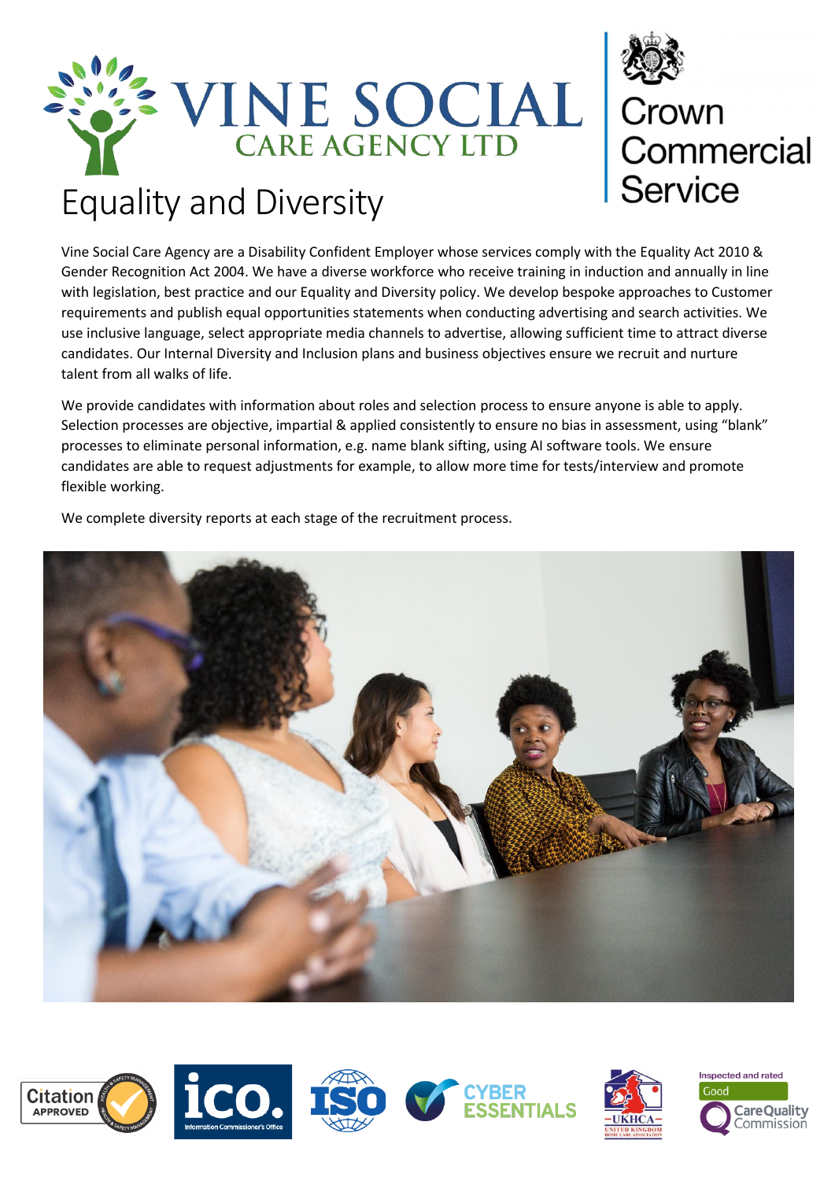# Equality and Diversity

Vine Social Care Agency are a Disability Confident Employer whose services comply with the Equality Act 2010 & Gender Recognition Act 2004. We have a diverse workforce who receive training in induction and annually in line with legislation, best practice and our Equality and Diversity policy. We develop bespoke approaches to Customer requirements and publish equal opportunities statements when conducting advertising and search activities. We use inclusive language, select appropriate media channels to advertise, allowing sufficient time to attract diverse candidates. Our Internal Diversity and Inclusion plans and business objectives ensure we recruit and nurture talent from all walks of life.

We provide candidates with information about roles and selection process to ensure anyone is able to apply. Selection processes are objective, impartial & applied consistently to ensure no bias in assessment, using "blank" processes to eliminate personal information, e.g. name blank sifting, using AI software tools. We ensure candidates are able to request adjustments for example, to allow more time for tests/interview and promote flexible working.

We complete diversity reports at each stage of the recruitment process.